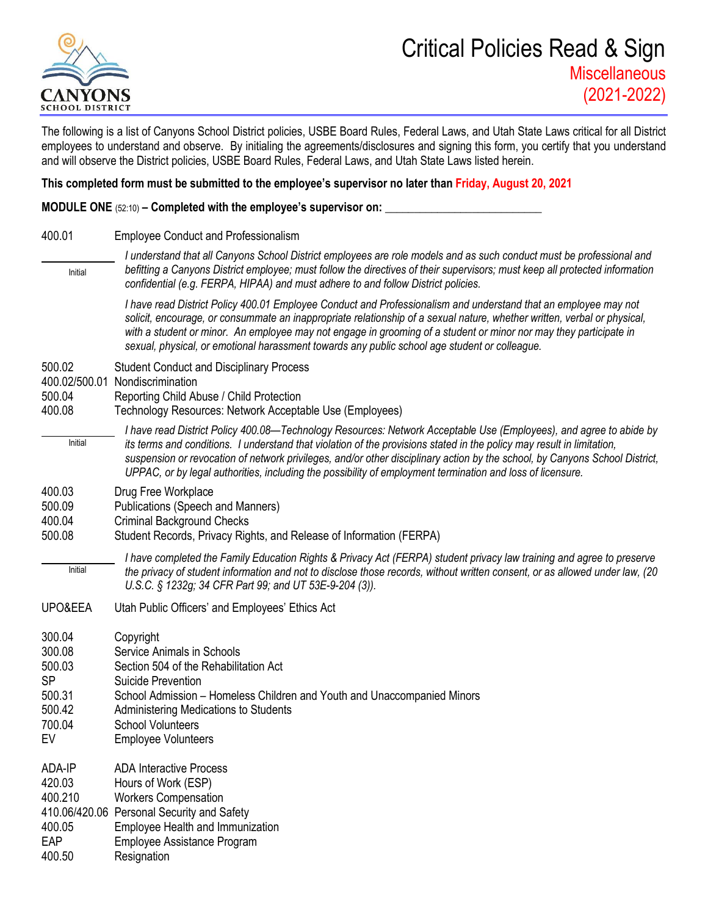CANYONS SCHOOL DISTRICT

# Critical Policies Read & Sign

## Miscellaneous (2021-2022)

The following is a list of Canyons School District policies, USBE Board Rules, Federal Laws, and Utah State Laws critical for all District employees to understand and observe. By initialing the agreements/disclosures and signing this form, you certify that you understand and will observe the District policies, USBE Board Rules, Federal Laws, and Utah State Laws listed herein.

**This completed form must be submitted to the employee's supervisor no later than Friday, August 20, 2021**

**MODULE ONE** (52:10) **– Completed with the employee's supervisor on: \_\_\_\_\_\_\_\_\_\_\_\_\_\_\_\_\_\_\_\_\_\_\_\_\_\_**

400.01 Employee Conduct and Professionalism

\_\_\_\_\_\_\_\_\_\_ Initial

*I understand that all Canyons School District employees are role models and as such conduct must be professional and befitting a Canyons District employee; must follow the directives of their supervisors; must keep all protected information confidential (e.g. FERPA, HIPAA) and must adhere to and follow District policies.*

*I have read District Policy 400.01 Employee Conduct and Professionalism and understand that an employee may not solicit, encourage, or consummate an inappropriate relationship of a sexual nature, whether written, verbal or physical, with a student or minor. An employee may not engage in grooming of a student or minor nor may they participate in sexual, physical, or emotional harassment towards any public school age student or colleague.*

500.02 Student Conduct and Disciplinary Process
400.02/500.01 Nondiscrimination
500.04 Reporting Child Abuse / Child Protection
400.08 Technology Resources: Network Acceptable Use (Employees)

\_\_\_\_\_\_\_\_\_\_ Initial

*I have read District Policy 400.08—Technology Resources: Network Acceptable Use (Employees), and agree to abide by its terms and conditions. I understand that violation of the provisions stated in the policy may result in limitation, suspension or revocation of network privileges, and/or other disciplinary action by the school, by Canyons School District, UPPAC, or by legal authorities, including the possibility of employment termination and loss of licensure.*

400.03 Drug Free Workplace
500.09 Publications (Speech and Manners)
400.04 Criminal Background Checks
500.08 Student Records, Privacy Rights, and Release of Information (FERPA)

\_\_\_\_\_\_\_\_\_\_ Initial

*I have completed the Family Education Rights & Privacy Act (FERPA) student privacy law training and agree to preserve the privacy of student information and not to disclose those records, without written consent, or as allowed under law, (20 U.S.C. § 1232g; 34 CFR Part 99; and UT 53E-9-204 (3)).*

UPO&EEA Utah Public Officers' and Employees' Ethics Act

300.04 Copyright
300.08 Service Animals in Schools
500.03 Section 504 of the Rehabilitation Act
SP Suicide Prevention
500.31 School Admission – Homeless Children and Youth and Unaccompanied Minors
500.42 Administering Medications to Students
700.04 School Volunteers
EV Employee Volunteers

ADA-IP ADA Interactive Process
420.03 Hours of Work (ESP)
400.210 Workers Compensation
410.06/420.06 Personal Security and Safety
400.05 Employee Health and Immunization
EAP Employee Assistance Program
400.50 Resignation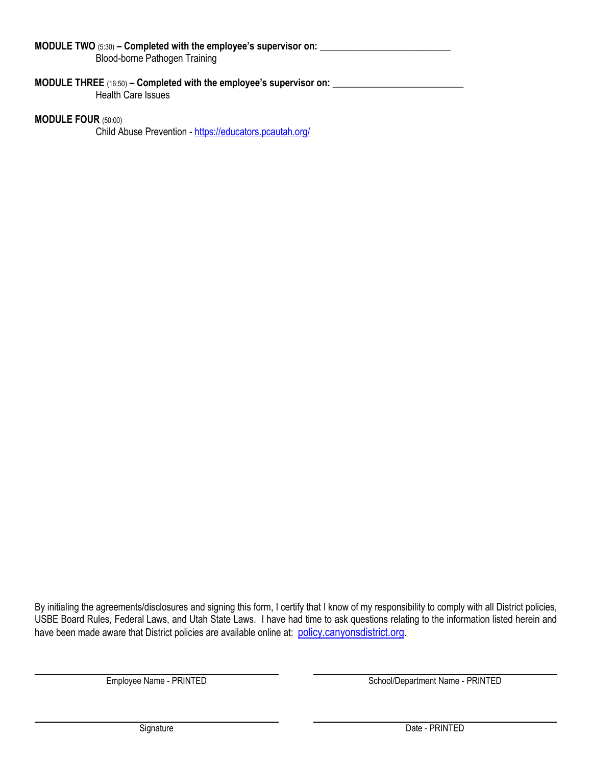**MODULE TWO** (5:30) **– Completed with the employee's supervisor on:** ___________________________

Blood-borne Pathogen Training

**MODULE THREE** (16:50) **– Completed with the employee's supervisor on:** ___________________________

Health Care Issues

**MODULE FOUR** (50:00)

Child Abuse Prevention - https://educators.pcautah.org/

By initialing the agreements/disclosures and signing this form, I certify that I know of my responsibility to comply with all District policies, USBE Board Rules, Federal Laws, and Utah State Laws. I have had time to ask questions relating to the information listed herein and have been made aware that District policies are available online at: policy.canyonsdistrict.org.

| | |
|---|---|
| ______________________________ | ______________________________ |
| Employee Name - PRINTED | School/Department Name - PRINTED |
| ______________________________ | ______________________________ |
| Signature | Date - PRINTED |